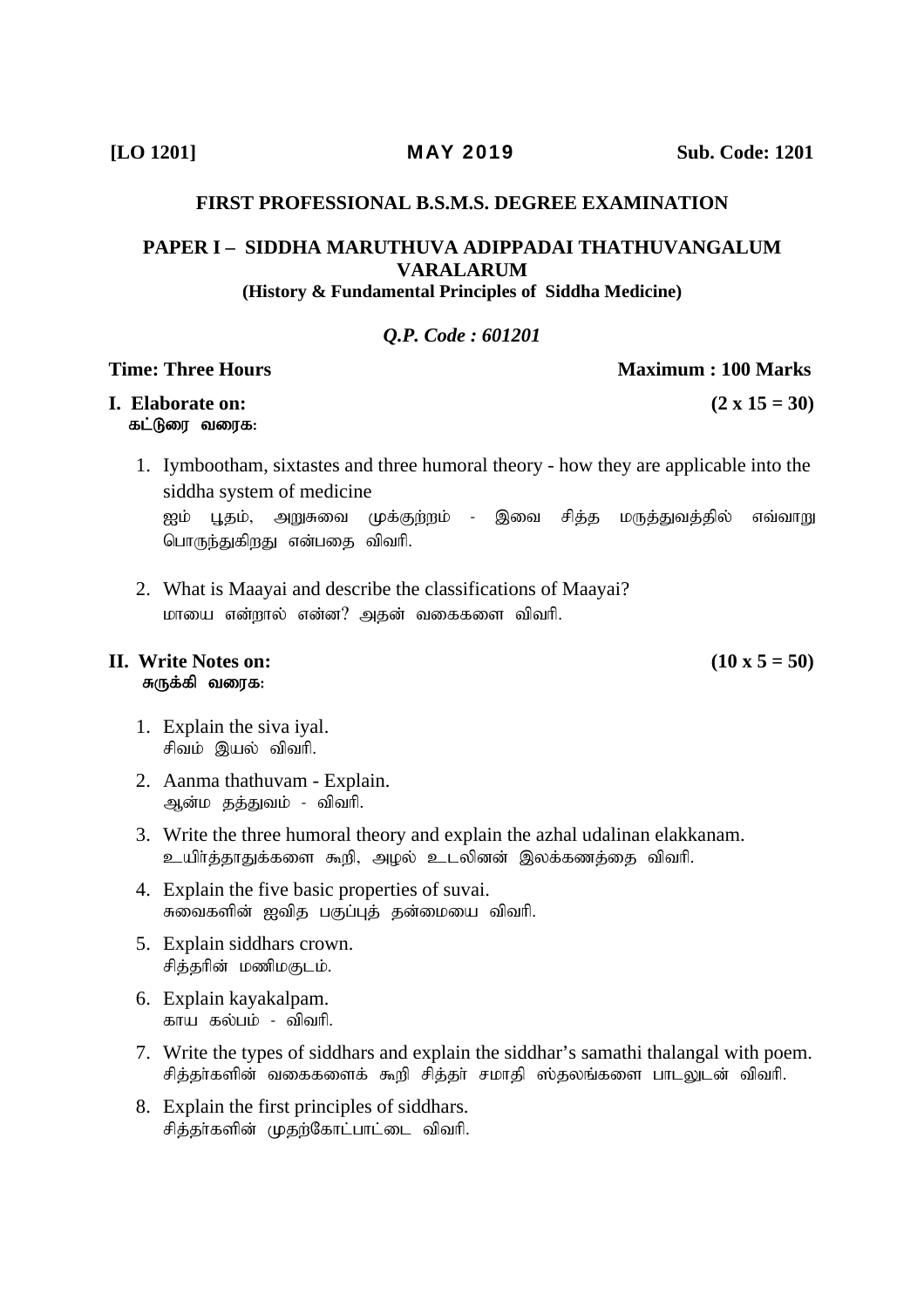**[LO 1201]** **MAY 2019** **Sub. Code: 1201**

## FIRST PROFESSIONAL B.S.M.S. DEGREE EXAMINATION

### PAPER I – SIDDHA MARUTHUVA ADIPPADAI THATHUVANGALUM VARALARUM

**(History & Fundamental Principles of Siddha Medicine)**

***Q.P. Code : 601201***

**Time: Three Hours** **Maximum : 100 Marks**

**I. Elaborate on:** **(2 x 15 = 30)**
**கட்டுரை வரைக:**

1. Iymbootham, sixtastes and three humoral theory - how they are applicable into the siddha system of medicine
   ஐம் பூதம், அறுசுவை முக்குற்றம் - இவை சித்த மருத்துவத்தில் எவ்வாறு பொருந்துகிறது என்பதை விவரி.

2. What is Maayai and describe the classifications of Maayai?
   மாயை என்றால் என்ன? அதன் வகைகளை விவரி.

**II. Write Notes on:** **(10 x 5 = 50)**
**சுருக்கி வரைக:**

1. Explain the siva iyal.
   சிவம் இயல் விவரி.
2. Aanma thathuvam - Explain.
   ஆன்ம தத்துவம் - விவரி.
3. Write the three humoral theory and explain the azhal udalinan elakkanam.
   உயிர்த்தாதுக்களை கூறி, அழல் உடலினன் இலக்கணத்தை விவரி.
4. Explain the five basic properties of suvai.
   சுவைகளின் ஐவித பகுப்புத் தன்மையை விவரி.
5. Explain siddhars crown.
   சித்தரின் மணிமகுடம்.
6. Explain kayakalpam.
   காய கல்பம் - விவரி.
7. Write the types of siddhars and explain the siddhar's samathi thalangal with poem.
   சித்தர்களின் வகைகளைக் கூறி சித்தர் சமாதி ஸ்தலங்களை பாடலுடன் விவரி.
8. Explain the first principles of siddhars.
   சித்தர்களின் முதற்கோட்பாட்டை விவரி.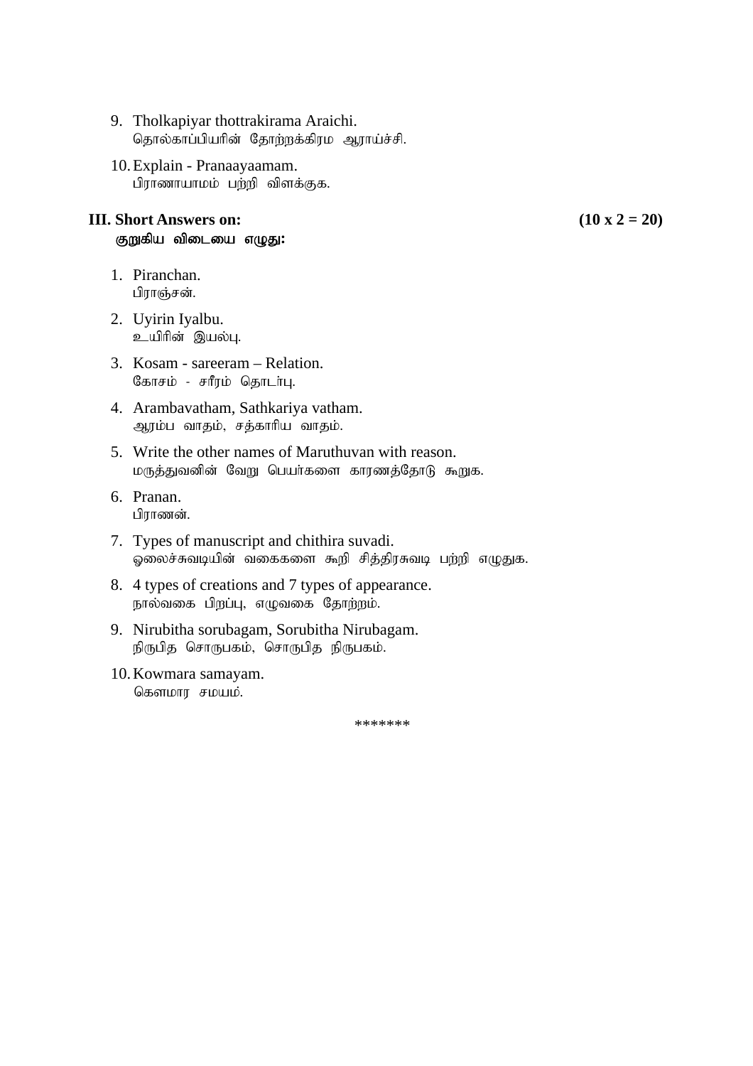9. Tholkapiyar thottrakirama Araichi.
   தொல்காப்பியரின் தோற்றக்கிரம ஆராய்ச்சி.

10. Explain - Pranaayaamam.
    பிராணாயாமம் பற்றி விளக்குக.

**III. Short Answers on: (10 x 2 = 20)**
**குறுகிய விடையை எழுது:**

1. Piranchan.
   பிராஞ்சன்.

2. Uyirin Iyalbu.
   உயிரின் இயல்பு.

3. Kosam - sareeram – Relation.
   கோசம் - சரீரம் தொடர்பு.

4. Arambavatham, Sathkariya vatham.
   ஆரம்ப வாதம், சத்காரிய வாதம்.

5. Write the other names of Maruthuvan with reason.
   மருத்துவனின் வேறு பெயர்களை காரணத்தோடு கூறுக.

6. Pranan.
   பிராணன்.

7. Types of manuscript and chithira suvadi.
   ஓலைச்சுவடியின் வகைகளை கூறி சித்திரசுவடி பற்றி எழுதுக.

8. 4 types of creations and 7 types of appearance.
   நால்வகை பிறப்பு, எழுவகை தோற்றம்.

9. Nirubitha sorubagam, Sorubitha Nirubagam.
   நிருபித சொருபகம், சொருபித நிருபகம்.

10. Kowmara samayam.
    கௌமார சமயம்.

*******